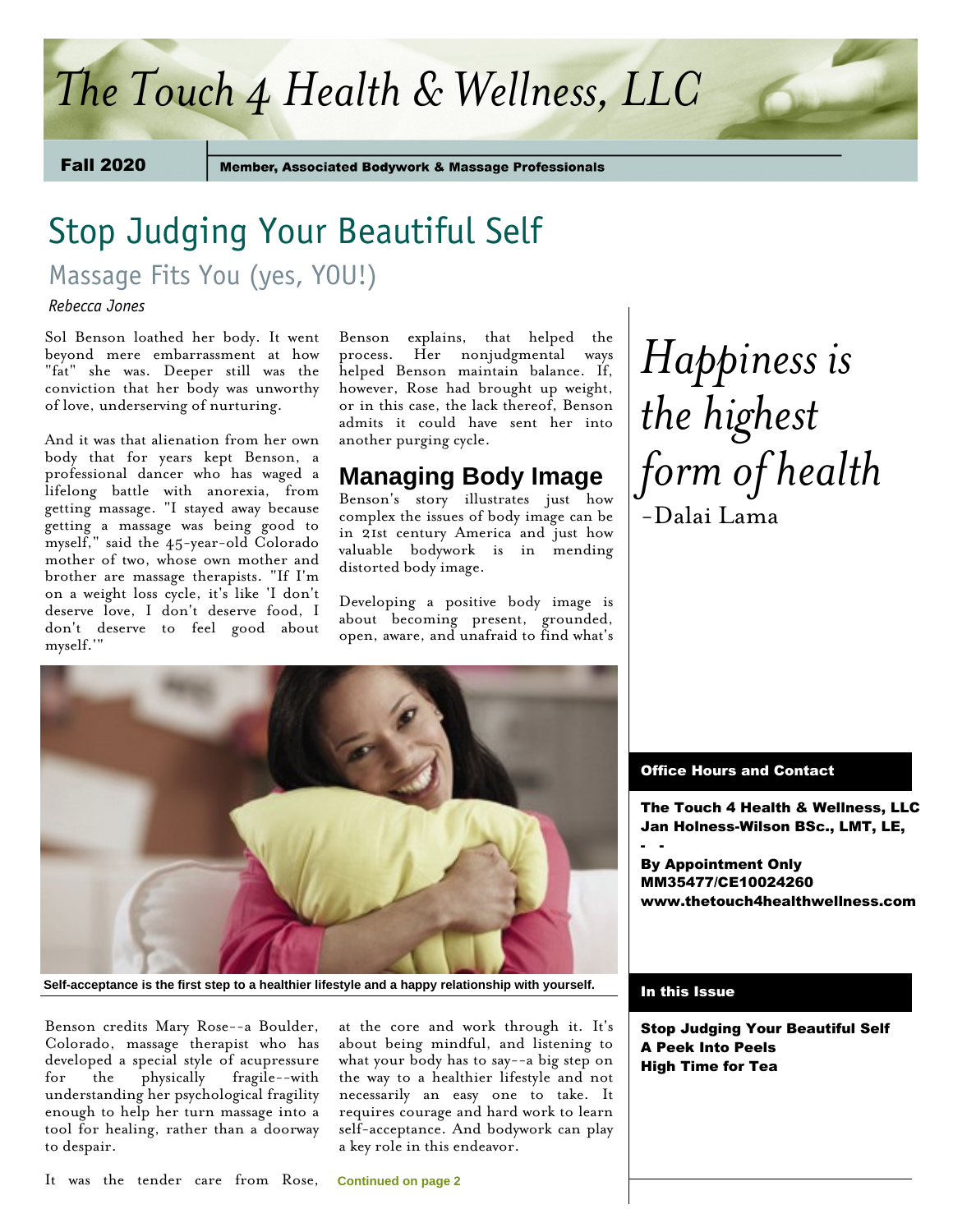// Newsletter masthead
# The Touch 4 Health & Wellness, LLC

**Fall 2020** | **Member, Associated Bodywork & Massage Professionals**

## Stop Judging Your Beautiful Self

### Massage Fits You (yes, YOU!)

*Rebecca Jones*

Sol Benson loathed her body. It went beyond mere embarrassment at how "fat" she was. Deeper still was the conviction that her body was unworthy of love, underserving of nurturing.

And it was that alienation from her own body that for years kept Benson, a professional dancer who has waged a lifelong battle with anorexia, from getting massage. "I stayed away because getting a massage was being good to myself," said the 45-year-old Colorado mother of two, whose own mother and brother are massage therapists. "If I'm on a weight loss cycle, it's like 'I don't deserve love, I don't deserve food, I don't deserve to feel good about myself.'"

Benson explains, that helped the process. Her nonjudgmental ways helped Benson maintain balance. If, however, Rose had brought up weight, or in this case, the lack thereof, Benson admits it could have sent her into another purging cycle.

### Managing Body Image

Benson's story illustrates just how complex the issues of body image can be in 21st century America and just how valuable bodywork is in mending distorted body image.

Developing a positive body image is about becoming present, grounded, open, aware, and unafraid to find what's at the core and work through it. It's about being mindful, and listening to what your body has to say--a big step on the way to a healthier lifestyle and not necessarily an easy one to take. It requires courage and hard work to learn self-acceptance. And bodywork can play a key role in this endeavor.

**Self-acceptance is the first step to a healthier lifestyle and a happy relationship with yourself.**

Benson credits Mary Rose--a Boulder, Colorado, massage therapist who has developed a special style of acupressure for the physically fragile--with understanding her psychological fragility enough to help her turn massage into a tool for healing, rather than a doorway to despair.

It was the tender care from Rose,

**Continued on page 2**

*Happiness is the highest form of health*

-Dalai Lama

#### Office Hours and Contact

**The Touch 4 Health & Wellness, LLC**
**Jan Holness-Wilson BSc., LMT, LE,**

**- -**

**By Appointment Only**
**MM35477/CE10024260**
**www.thetouch4healthwellness.com**

#### In this Issue

**Stop Judging Your Beautiful Self**
**A Peek Into Peels**
**High Time for Tea**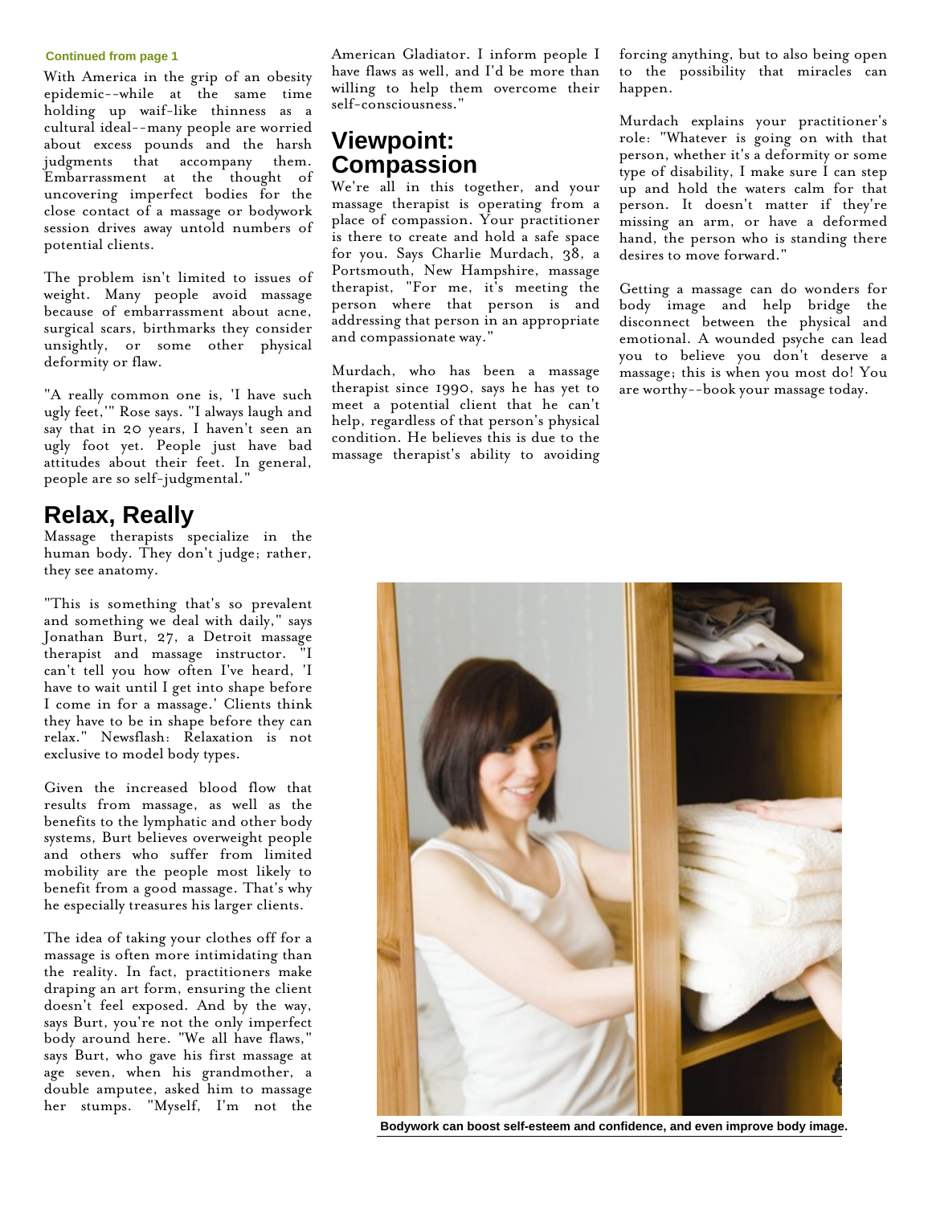Continued from page 1

With America in the grip of an obesity epidemic--while at the same time holding up waif-like thinness as a cultural ideal--many people are worried about excess pounds and the harsh judgments that accompany them. Embarrassment at the thought of uncovering imperfect bodies for the close contact of a massage or bodywork session drives away untold numbers of potential clients.

The problem isn't limited to issues of weight. Many people avoid massage because of embarrassment about acne, surgical scars, birthmarks they consider unsightly, or some other physical deformity or flaw.

"A really common one is, 'I have such ugly feet,'" Rose says. "I always laugh and say that in 20 years, I haven't seen an ugly foot yet. People just have bad attitudes about their feet. In general, people are so self-judgmental."

## Relax, Really

Massage therapists specialize in the human body. They don't judge; rather, they see anatomy.

"This is something that's so prevalent and something we deal with daily," says Jonathan Burt, 27, a Detroit massage therapist and massage instructor. "I can't tell you how often I've heard, 'I have to wait until I get into shape before I come in for a massage.' Clients think they have to be in shape before they can relax." Newsflash: Relaxation is not exclusive to model body types.

Given the increased blood flow that results from massage, as well as the benefits to the lymphatic and other body systems, Burt believes overweight people and others who suffer from limited mobility are the people most likely to benefit from a good massage. That's why he especially treasures his larger clients.

The idea of taking your clothes off for a massage is often more intimidating than the reality. In fact, practitioners make draping an art form, ensuring the client doesn't feel exposed. And by the way, says Burt, you're not the only imperfect body around here. "We all have flaws," says Burt, who gave his first massage at age seven, when his grandmother, a double amputee, asked him to massage her stumps. "Myself, I'm not the American Gladiator. I inform people I have flaws as well, and I'd be more than willing to help them overcome their self-consciousness."

## Viewpoint: Compassion

We're all in this together, and your massage therapist is operating from a place of compassion. Your practitioner is there to create and hold a safe space for you. Says Charlie Murdach, 38, a Portsmouth, New Hampshire, massage therapist, "For me, it's meeting the person where that person is and addressing that person in an appropriate and compassionate way."

Murdach, who has been a massage therapist since 1990, says he has yet to meet a potential client that he can't help, regardless of that person's physical condition. He believes this is due to the massage therapist's ability to avoiding forcing anything, but to also being open to the possibility that miracles can happen.

Murdach explains your practitioner's role: "Whatever is going on with that person, whether it's a deformity or some type of disability, I make sure I can step up and hold the waters calm for that person. It doesn't matter if they're missing an arm, or have a deformed hand, the person who is standing there desires to move forward."

Getting a massage can do wonders for body image and help bridge the disconnect between the physical and emotional. A wounded psyche can lead you to believe you don't deserve a massage; this is when you most do! You are worthy--book your massage today.

**Bodywork can boost self-esteem and confidence, and even improve body image.**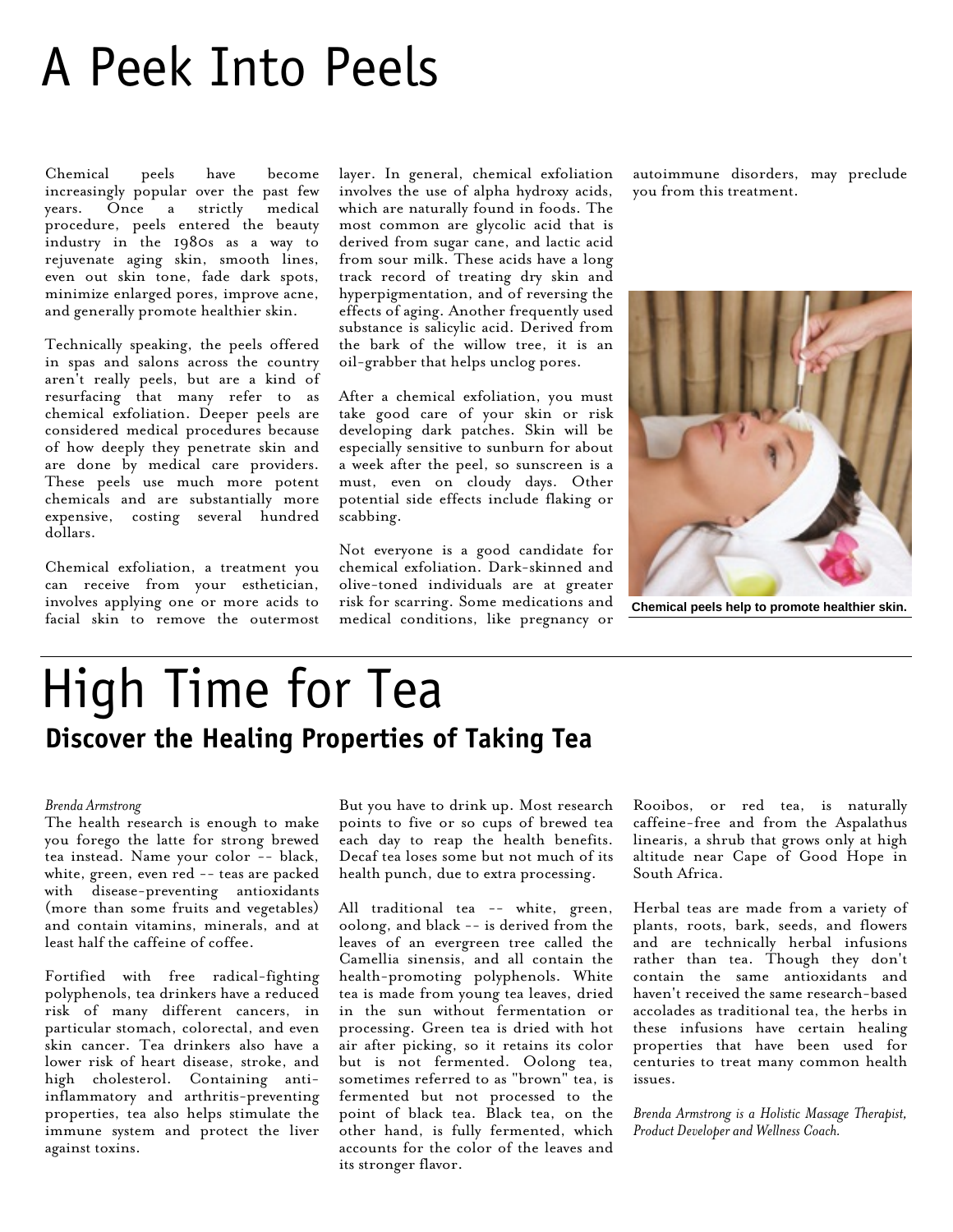# A Peek Into Peels

Chemical peels have become increasingly popular over the past few years. Once a strictly medical procedure, peels entered the beauty industry in the 1980s as a way to rejuvenate aging skin, smooth lines, even out skin tone, fade dark spots, minimize enlarged pores, improve acne, and generally promote healthier skin.

Technically speaking, the peels offered in spas and salons across the country aren't really peels, but are a kind of resurfacing that many refer to as chemical exfoliation. Deeper peels are considered medical procedures because of how deeply they penetrate skin and are done by medical care providers. These peels use much more potent chemicals and are substantially more expensive, costing several hundred dollars.

Chemical exfoliation, a treatment you can receive from your esthetician, involves applying one or more acids to facial skin to remove the outermost layer. In general, chemical exfoliation involves the use of alpha hydroxy acids, which are naturally found in foods. The most common are glycolic acid that is derived from sugar cane, and lactic acid from sour milk. These acids have a long track record of treating dry skin and hyperpigmentation, and of reversing the effects of aging. Another frequently used substance is salicylic acid. Derived from the bark of the willow tree, it is an oil-grabber that helps unclog pores.

After a chemical exfoliation, you must take good care of your skin or risk developing dark patches. Skin will be especially sensitive to sunburn for about a week after the peel, so sunscreen is a must, even on cloudy days. Other potential side effects include flaking or scabbing.

Not everyone is a good candidate for chemical exfoliation. Dark-skinned and olive-toned individuals are at greater risk for scarring. Some medications and medical conditions, like pregnancy or autoimmune disorders, may preclude you from this treatment.

**Chemical peels help to promote healthier skin.**

# High Time for Tea

## Discover the Healing Properties of Taking Tea

*Brenda Armstrong*

The health research is enough to make you forego the latte for strong brewed tea instead. Name your color -- black, white, green, even red -- teas are packed with disease-preventing antioxidants (more than some fruits and vegetables) and contain vitamins, minerals, and at least half the caffeine of coffee.

Fortified with free radical-fighting polyphenols, tea drinkers have a reduced risk of many different cancers, in particular stomach, colorectal, and even skin cancer. Tea drinkers also have a lower risk of heart disease, stroke, and high cholesterol. Containing anti-inflammatory and arthritis-preventing properties, tea also helps stimulate the immune system and protect the liver against toxins.

But you have to drink up. Most research points to five or so cups of brewed tea each day to reap the health benefits. Decaf tea loses some but not much of its health punch, due to extra processing.

All traditional tea -- white, green, oolong, and black -- is derived from the leaves of an evergreen tree called the Camellia sinensis, and all contain the health-promoting polyphenols. White tea is made from young tea leaves, dried in the sun without fermentation or processing. Green tea is dried with hot air after picking, so it retains its color but is not fermented. Oolong tea, sometimes referred to as "brown" tea, is fermented but not processed to the point of black tea. Black tea, on the other hand, is fully fermented, which accounts for the color of the leaves and its stronger flavor.

Rooibos, or red tea, is naturally caffeine-free and from the Aspalathus linearis, a shrub that grows only at high altitude near Cape of Good Hope in South Africa.

Herbal teas are made from a variety of plants, roots, bark, seeds, and flowers and are technically herbal infusions rather than tea. Though they don't contain the same antioxidants and haven't received the same research-based accolades as traditional tea, the herbs in these infusions have certain healing properties that have been used for centuries to treat many common health issues.

*Brenda Armstrong is a Holistic Massage Therapist, Product Developer and Wellness Coach.*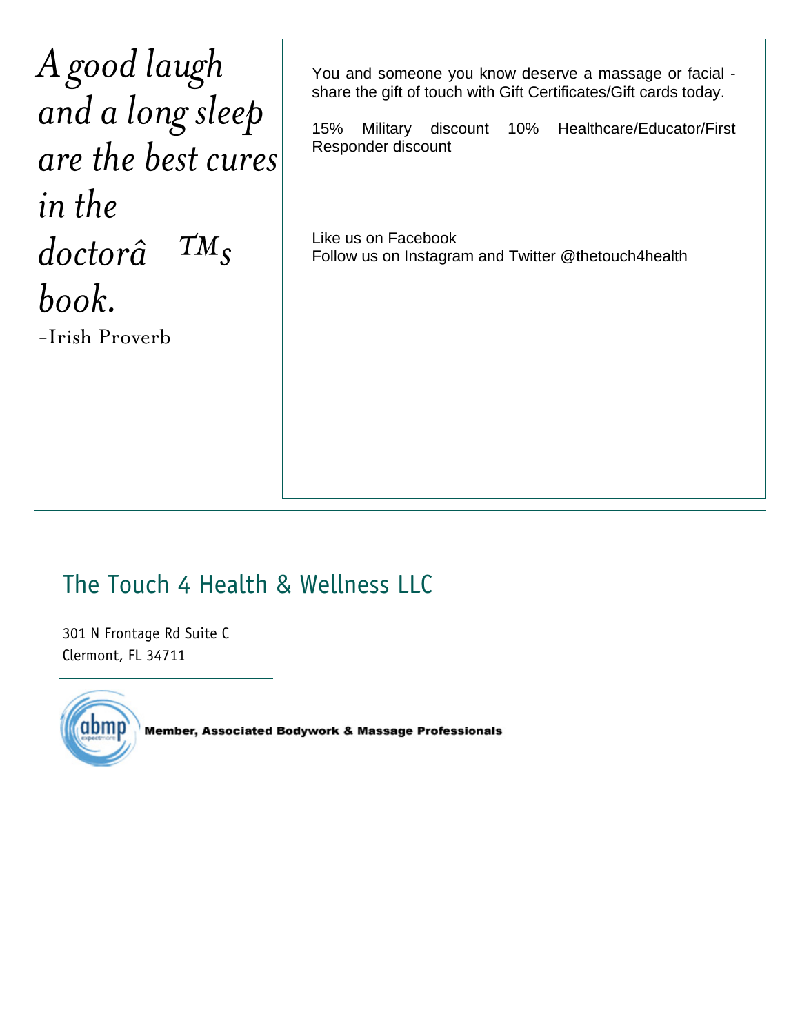*A good laugh and a long sleep are the best cures in the doctorâ TMs book.*

-Irish Proverb

You and someone you know deserve a massage or facial - share the gift of touch with Gift Certificates/Gift cards today.

15% Military discount 10% Healthcare/Educator/First Responder discount

Like us on Facebook
Follow us on Instagram and Twitter @thetouch4health

## The Touch 4 Health & Wellness LLC

301 N Frontage Rd Suite C
Clermont, FL 34711

abmp expectmore **Member, Associated Bodywork & Massage Professionals**